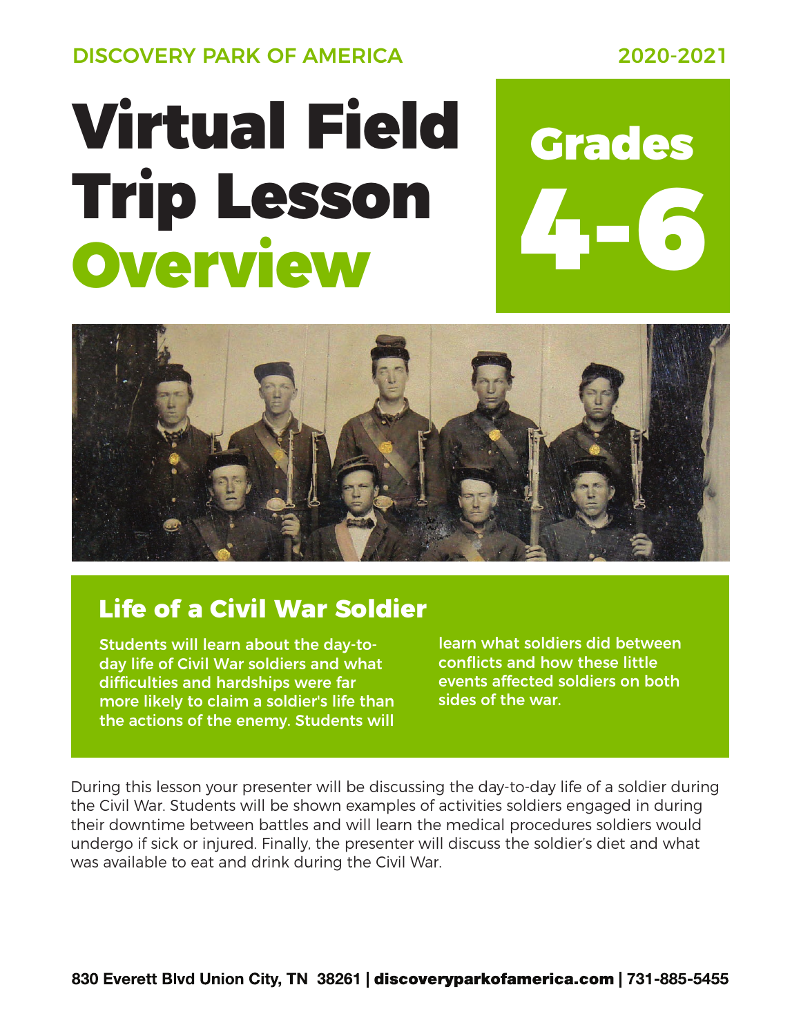DISCOVERY PARK OF AMERICA

2020-2021

# Virtual Field Trip Lesson Overview

## Grades 4-6

## Life of a Civil War Soldier

**Students will learn about the day-to-day life of Civil War soldiers and what difficulties and hardships were far more likely to claim a soldier's life than the actions of the enemy. Students will learn what soldiers did between conflicts and how these little events affected soldiers on both sides of the war.**

During this lesson your presenter will be discussing the day-to-day life of a soldier during the Civil War. Students will be shown examples of activities soldiers engaged in during their downtime between battles and will learn the medical procedures soldiers would undergo if sick or injured. Finally, the presenter will discuss the soldier's diet and what was available to eat and drink during the Civil War.

**830 Everett Blvd Union City, TN 38261 | discoveryparkofamerica.com | 731-885-5455**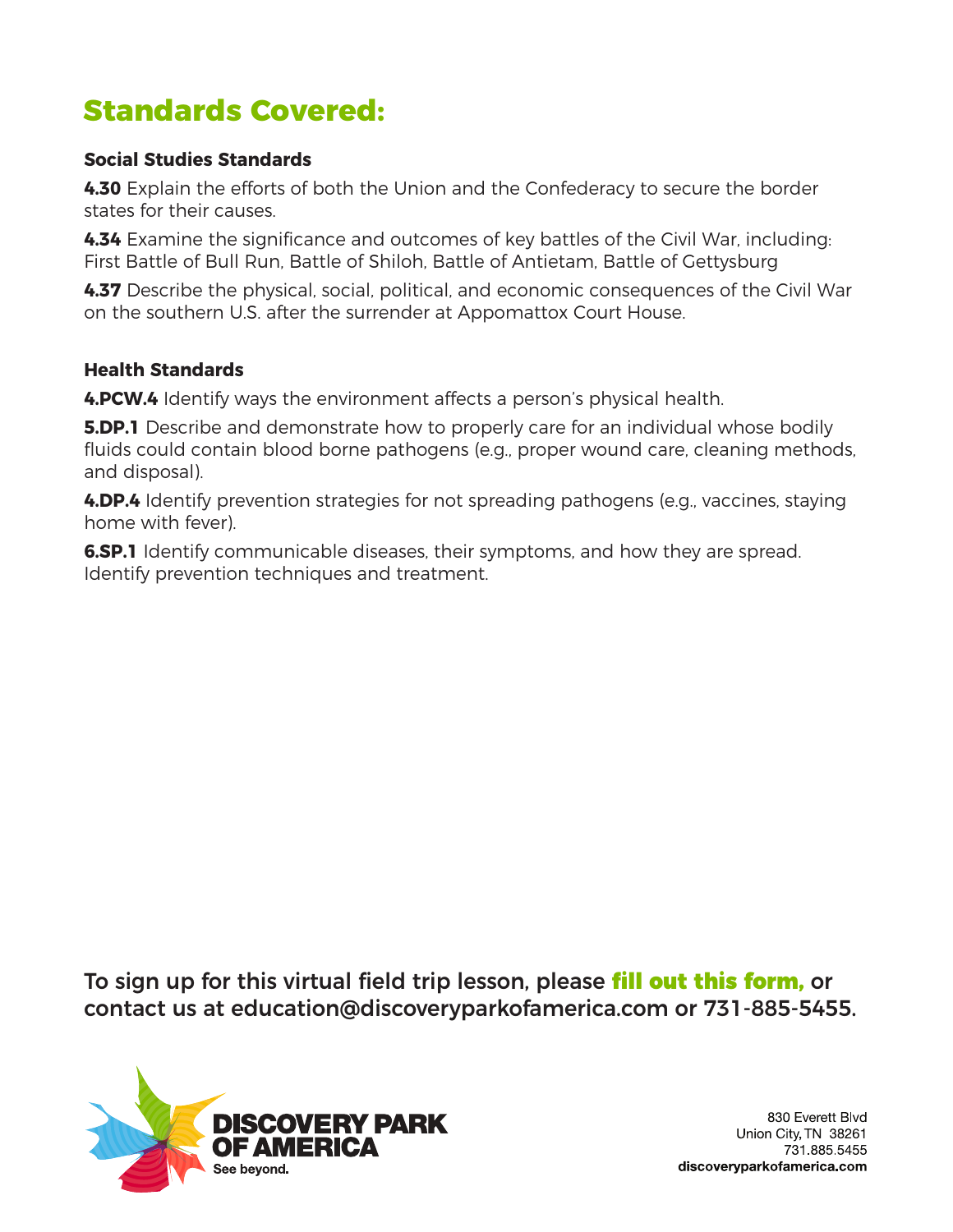# Standards Covered:

**Social Studies Standards**

**4.30** Explain the efforts of both the Union and the Confederacy to secure the border states for their causes.

**4.34** Examine the significance and outcomes of key battles of the Civil War, including: First Battle of Bull Run, Battle of Shiloh, Battle of Antietam, Battle of Gettysburg

**4.37** Describe the physical, social, political, and economic consequences of the Civil War on the southern U.S. after the surrender at Appomattox Court House.

**Health Standards**

**4.PCW.4** Identify ways the environment affects a person's physical health.

**5.DP.1** Describe and demonstrate how to properly care for an individual whose bodily fluids could contain blood borne pathogens (e.g., proper wound care, cleaning methods, and disposal).

**4.DP.4** Identify prevention strategies for not spreading pathogens (e.g., vaccines, staying home with fever).

**6.SP.1** Identify communicable diseases, their symptoms, and how they are spread. Identify prevention techniques and treatment.

To sign up for this virtual field trip lesson, please **fill out this form,** or contact us at education@discoveryparkofamerica.com or 731-885-5455.

DISCOVERY PARK OF AMERICA
See beyond.

830 Everett Blvd
Union City, TN 38261
731.885.5455
**discoveryparkofamerica.com**